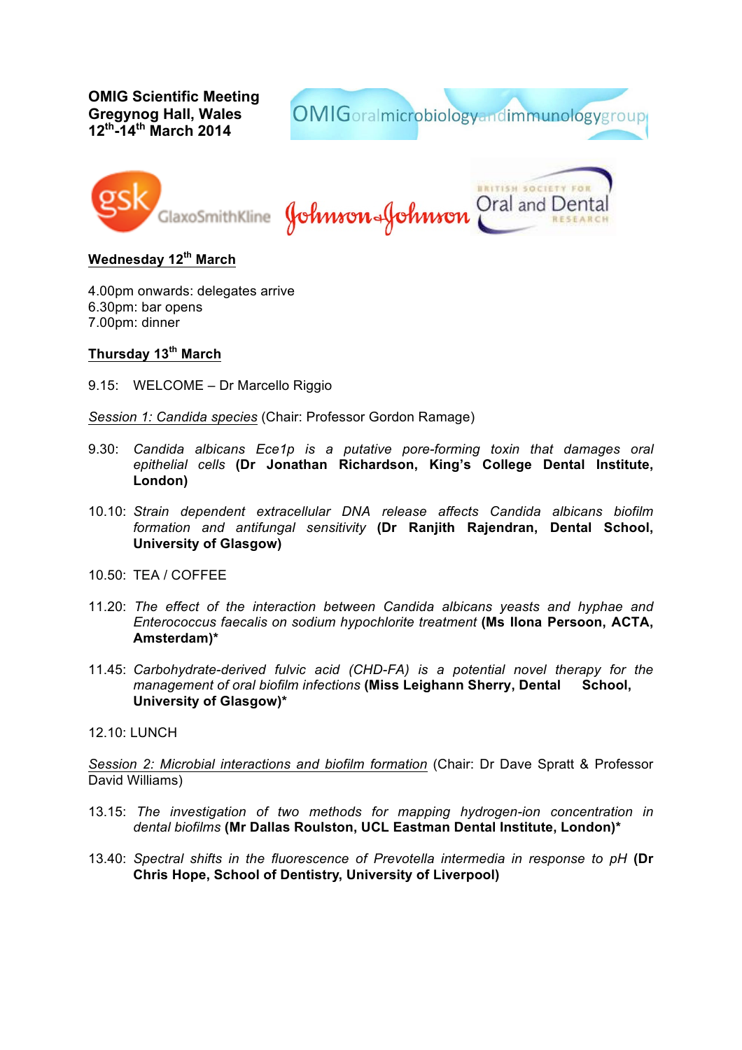**OMIG Scientific Meeting**
**Gregynog Hall, Wales**
**12th-14th March 2014**

OMIG oralmicrobiologyandimmunologygroup

GSK GlaxoSmithKline | Johnson & Johnson | British Society for Oral and Dental Research

## Wednesday 12th March

4.00pm onwards: delegates arrive
6.30pm: bar opens
7.00pm: dinner

## Thursday 13th March

9.15: WELCOME – Dr Marcello Riggio

*Session 1: Candida species* (Chair: Professor Gordon Ramage)

9.30: *Candida albicans Ece1p is a putative pore-forming toxin that damages oral epithelial cells* **(Dr Jonathan Richardson, King's College Dental Institute, London)**

10.10: *Strain dependent extracellular DNA release affects Candida albicans biofilm formation and antifungal sensitivity* **(Dr Ranjith Rajendran, Dental School, University of Glasgow)**

10.50: TEA / COFFEE

11.20: *The effect of the interaction between Candida albicans yeasts and hyphae and Enterococcus faecalis on sodium hypochlorite treatment* **(Ms Ilona Persoon, ACTA, Amsterdam)***

11.45: *Carbohydrate-derived fulvic acid (CHD-FA) is a potential novel therapy for the management of oral biofilm infections* **(Miss Leighann Sherry, Dental School, University of Glasgow)***

12.10: LUNCH

*Session 2: Microbial interactions and biofilm formation* (Chair: Dr Dave Spratt & Professor David Williams)

13.15: *The investigation of two methods for mapping hydrogen-ion concentration in dental biofilms* **(Mr Dallas Roulston, UCL Eastman Dental Institute, London)***

13.40: *Spectral shifts in the fluorescence of Prevotella intermedia in response to pH* **(Dr Chris Hope, School of Dentistry, University of Liverpool)**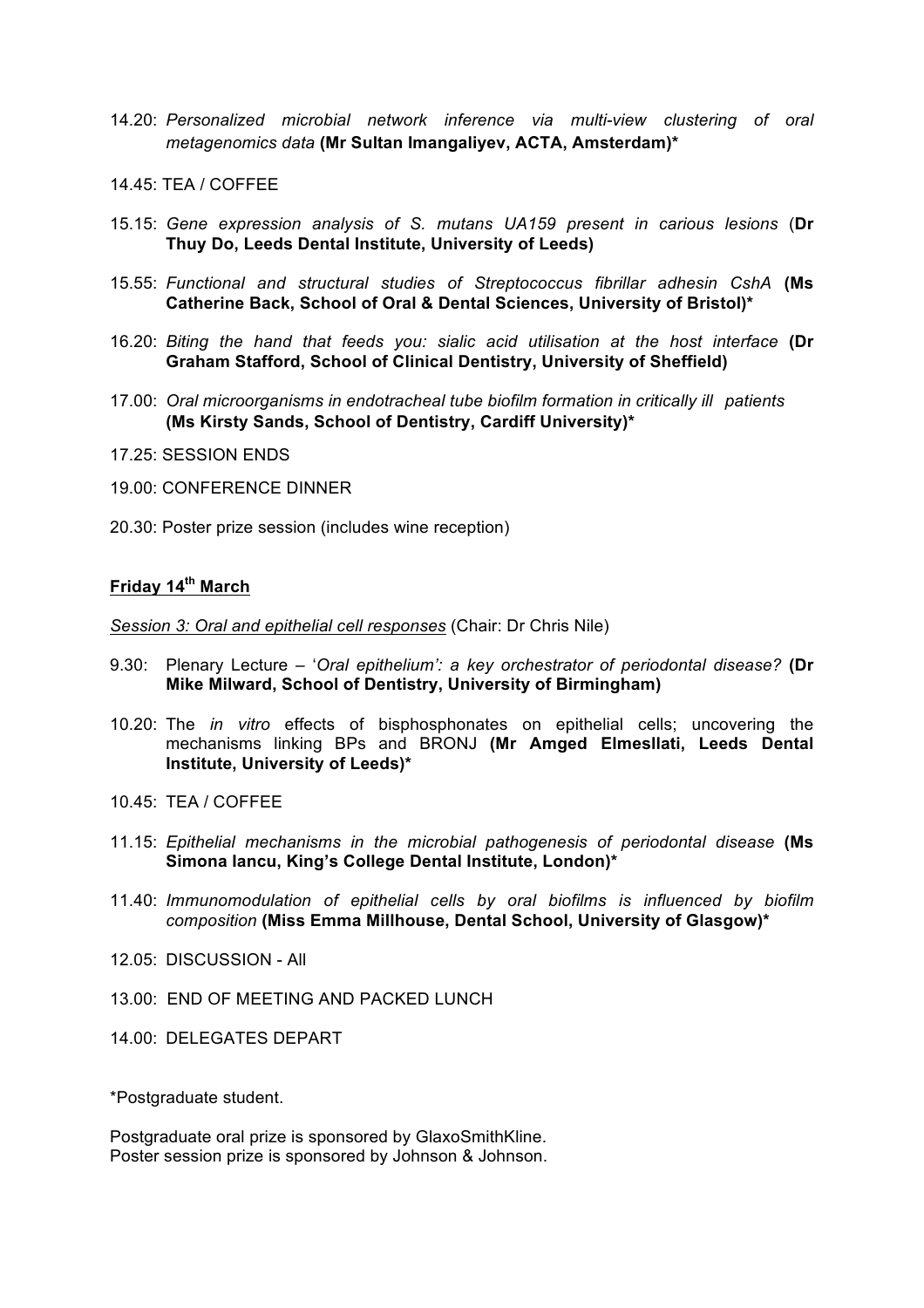14.20: *Personalized microbial network inference via multi-view clustering of oral metagenomics data* **(Mr Sultan Imangaliyev, ACTA, Amsterdam)***

14.45: TEA / COFFEE

15.15: *Gene expression analysis of S. mutans UA159 present in carious lesions* (**Dr Thuy Do, Leeds Dental Institute, University of Leeds)**

15.55: *Functional and structural studies of Streptococcus fibrillar adhesin CshA* **(Ms Catherine Back, School of Oral & Dental Sciences, University of Bristol)***

16.20: *Biting the hand that feeds you: sialic acid utilisation at the host interface* **(Dr Graham Stafford, School of Clinical Dentistry, University of Sheffield)**

17.00: *Oral microorganisms in endotracheal tube biofilm formation in critically ill patients* **(Ms Kirsty Sands, School of Dentistry, Cardiff University)***

17.25: SESSION ENDS

19.00: CONFERENCE DINNER

20.30: Poster prize session (includes wine reception)

**Friday 14th March**

*Session 3: Oral and epithelial cell responses* (Chair: Dr Chris Nile)

9.30: Plenary Lecture – '*Oral epithelium': a key orchestrator of periodontal disease?* **(Dr Mike Milward, School of Dentistry, University of Birmingham)**

10.20: The *in vitro* effects of bisphosphonates on epithelial cells; uncovering the mechanisms linking BPs and BRONJ **(Mr Amged Elmesllati, Leeds Dental Institute, University of Leeds)***

10.45: TEA / COFFEE

11.15: *Epithelial mechanisms in the microbial pathogenesis of periodontal disease* **(Ms Simona Iancu, King's College Dental Institute, London)***

11.40: *Immunomodulation of epithelial cells by oral biofilms is influenced by biofilm composition* **(Miss Emma Millhouse, Dental School, University of Glasgow)***

12.05: DISCUSSION - All

13.00: END OF MEETING AND PACKED LUNCH

14.00: DELEGATES DEPART

*Postgraduate student.

Postgraduate oral prize is sponsored by GlaxoSmithKline.
Poster session prize is sponsored by Johnson & Johnson.